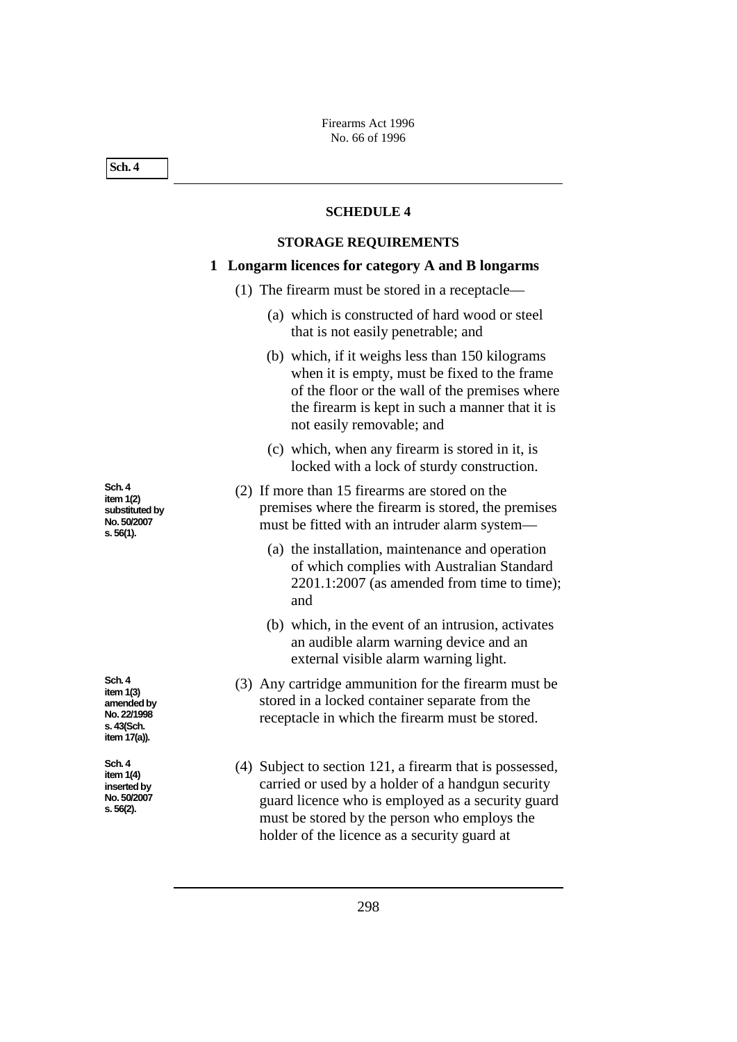## SCHEDULE 4

### STORAGE REQUIREMENTS

### 1 Longarm licences for category A and B longarms

(1) The firearm must be stored in a receptacle—

(a) which is constructed of hard wood or steel that is not easily penetrable; and

(b) which, if it weighs less than 150 kilograms when it is empty, must be fixed to the frame of the floor or the wall of the premises where the firearm is kept in such a manner that it is not easily removable; and

(c) which, when any firearm is stored in it, is locked with a lock of sturdy construction.

Sch. 4 item 1(2) substituted by No. 50/2007 s. 56(1).

(2) If more than 15 firearms are stored on the premises where the firearm is stored, the premises must be fitted with an intruder alarm system—

(a) the installation, maintenance and operation of which complies with Australian Standard 2201.1:2007 (as amended from time to time); and

(b) which, in the event of an intrusion, activates an audible alarm warning device and an external visible alarm warning light.

Sch. 4 item 1(3) amended by No. 22/1998 s. 43(Sch. item 17(a)).

(3) Any cartridge ammunition for the firearm must be stored in a locked container separate from the receptacle in which the firearm must be stored.

Sch. 4 item 1(4) inserted by No. 50/2007 s. 56(2).

(4) Subject to section 121, a firearm that is possessed, carried or used by a holder of a handgun security guard licence who is employed as a security guard must be stored by the person who employs the holder of the licence as a security guard at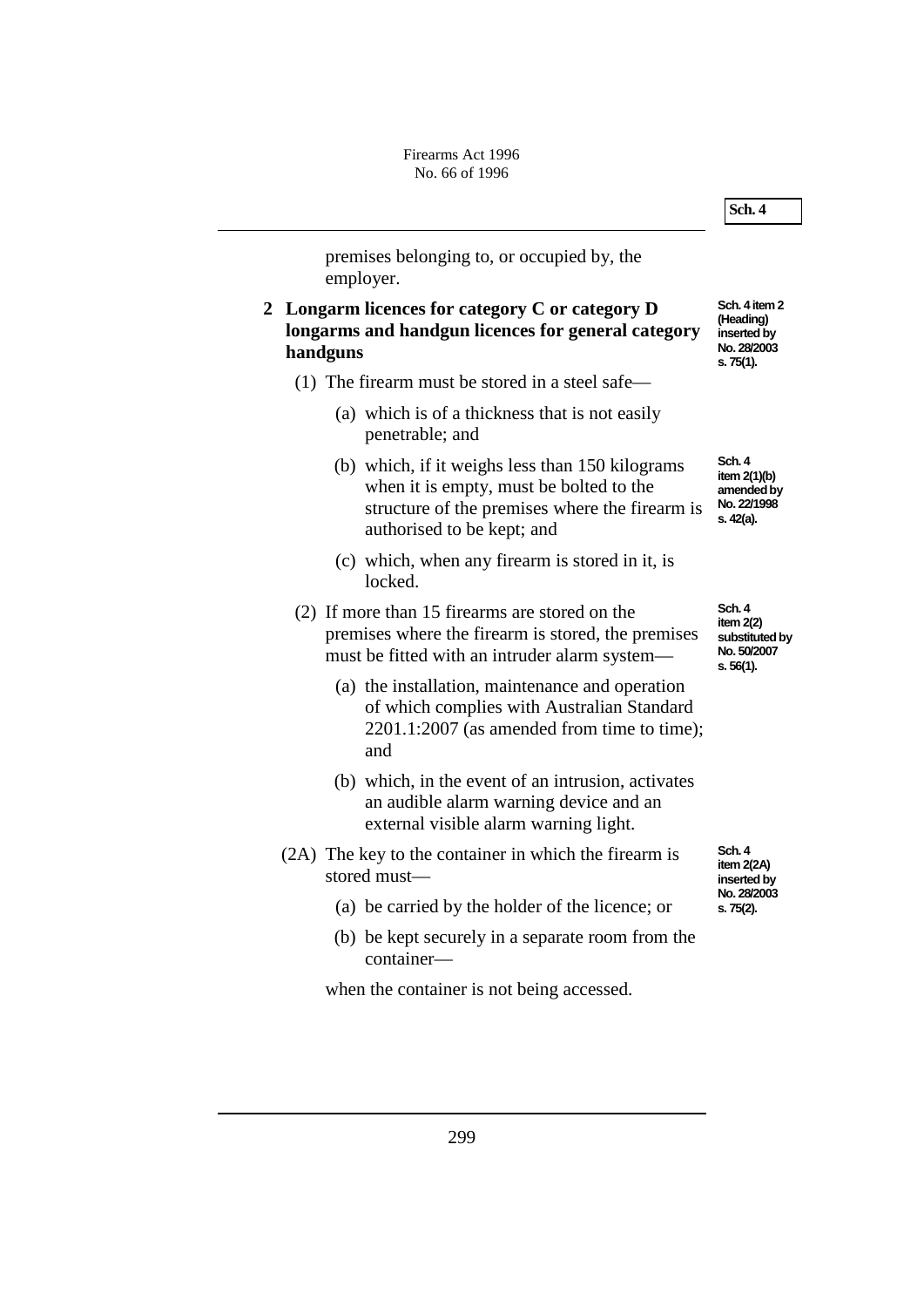premises belonging to, or occupied by, the employer.

## 2 Longarm licences for category C or category D longarms and handgun licences for general category handguns

Sch. 4 item 2 (Heading) inserted by No. 28/2003 s. 75(1).

(1) The firearm must be stored in a steel safe—

(a) which is of a thickness that is not easily penetrable; and

(b) which, if it weighs less than 150 kilograms when it is empty, must be bolted to the structure of the premises where the firearm is authorised to be kept; and

Sch. 4 item 2(1)(b) amended by No. 22/1998 s. 42(a).

(c) which, when any firearm is stored in it, is locked.

(2) If more than 15 firearms are stored on the premises where the firearm is stored, the premises must be fitted with an intruder alarm system—

Sch. 4 item 2(2) substituted by No. 50/2007 s. 56(1).

(a) the installation, maintenance and operation of which complies with Australian Standard 2201.1:2007 (as amended from time to time); and

(b) which, in the event of an intrusion, activates an audible alarm warning device and an external visible alarm warning light.

(2A) The key to the container in which the firearm is stored must—

Sch. 4 item 2(2A) inserted by No. 28/2003 s. 75(2).

(a) be carried by the holder of the licence; or

(b) be kept securely in a separate room from the container—

when the container is not being accessed.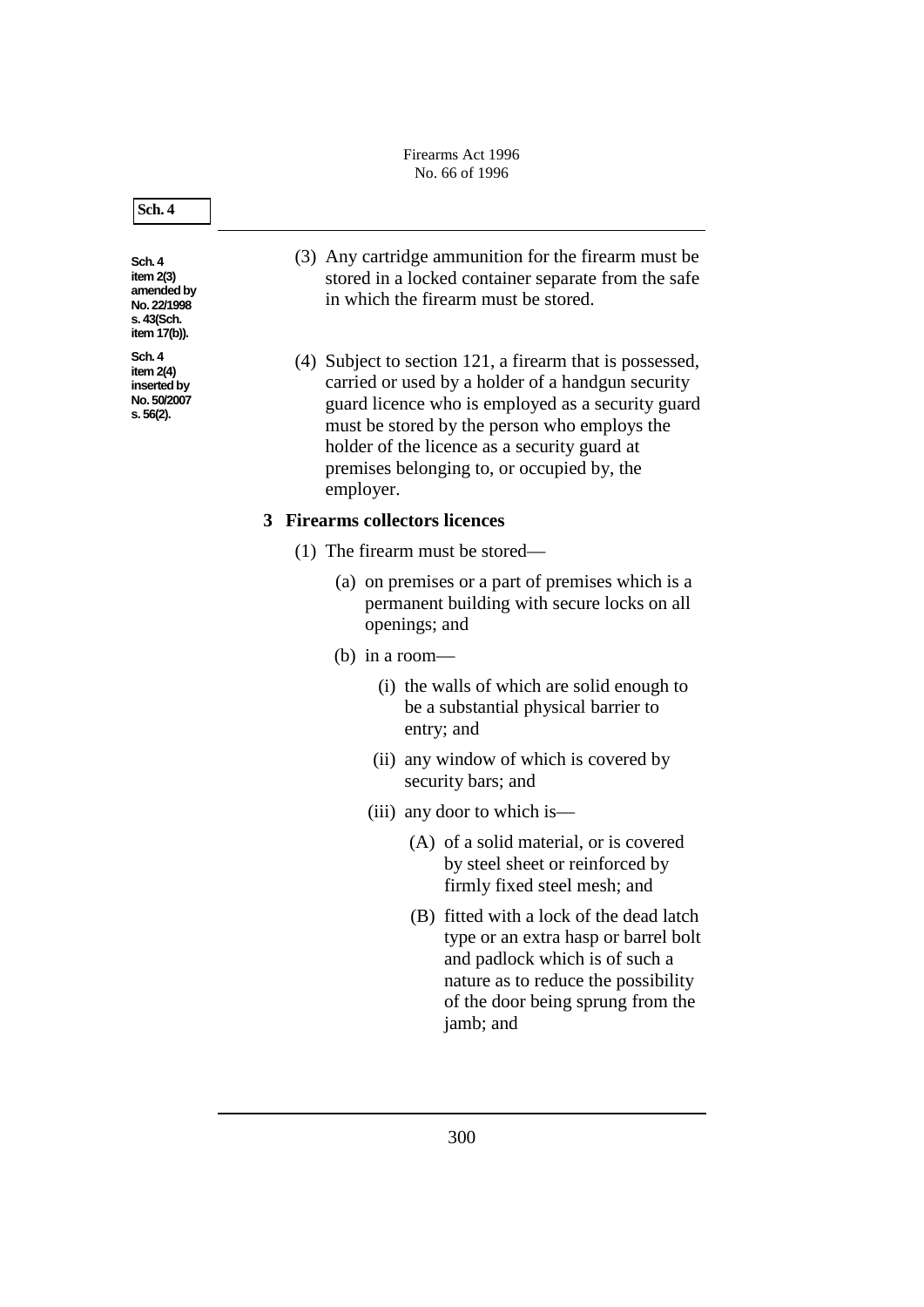Sch. 4 item 2(3) amended by No. 22/1998 s. 43(Sch. item 17(b)).

(3) Any cartridge ammunition for the firearm must be stored in a locked container separate from the safe in which the firearm must be stored.

Sch. 4 item 2(4) inserted by No. 50/2007 s. 56(2).

(4) Subject to section 121, a firearm that is possessed, carried or used by a holder of a handgun security guard licence who is employed as a security guard must be stored by the person who employs the holder of the licence as a security guard at premises belonging to, or occupied by, the employer.

**3 Firearms collectors licences**

(1) The firearm must be stored—

(a) on premises or a part of premises which is a permanent building with secure locks on all openings; and

(b) in a room—

(i) the walls of which are solid enough to be a substantial physical barrier to entry; and

(ii) any window of which is covered by security bars; and

(iii) any door to which is—

(A) of a solid material, or is covered by steel sheet or reinforced by firmly fixed steel mesh; and

(B) fitted with a lock of the dead latch type or an extra hasp or barrel bolt and padlock which is of such a nature as to reduce the possibility of the door being sprung from the jamb; and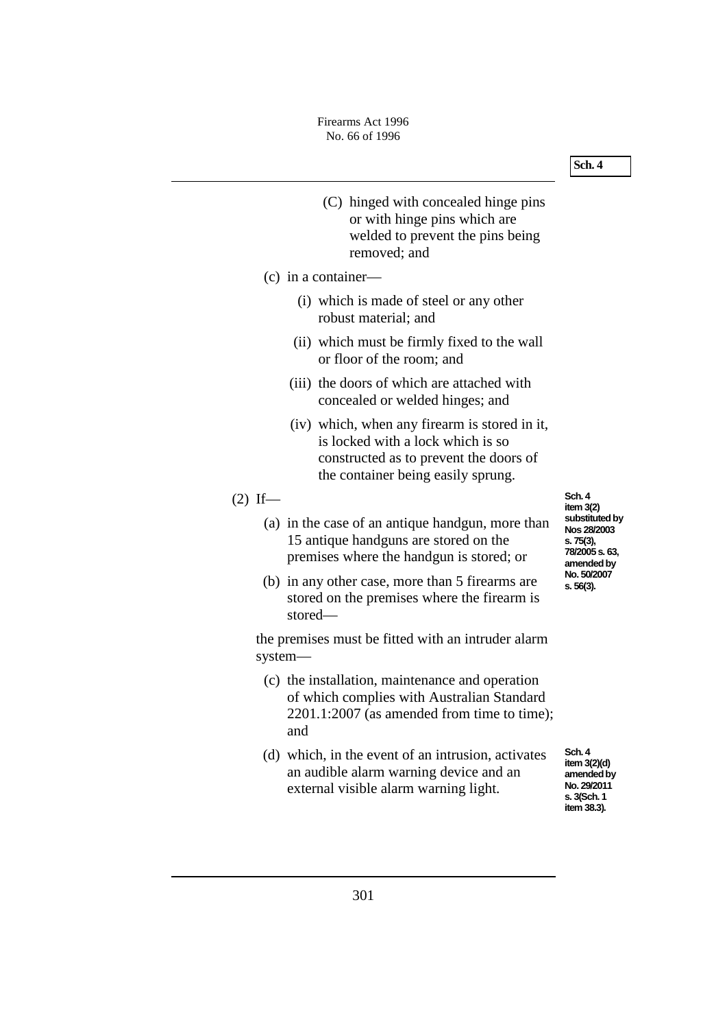(C) hinged with concealed hinge pins or with hinge pins which are welded to prevent the pins being removed; and

(c) in a container—

(i) which is made of steel or any other robust material; and

(ii) which must be firmly fixed to the wall or floor of the room; and

(iii) the doors of which are attached with concealed or welded hinges; and

(iv) which, when any firearm is stored in it, is locked with a lock which is so constructed as to prevent the doors of the container being easily sprung.

(2) If—

Sch. 4 item 3(2) substituted by Nos 28/2003 s. 75(3), 78/2005 s. 63, amended by No. 50/2007 s. 56(3).

(a) in the case of an antique handgun, more than 15 antique handguns are stored on the premises where the handgun is stored; or

(b) in any other case, more than 5 firearms are stored on the premises where the firearm is stored—

the premises must be fitted with an intruder alarm system—

(c) the installation, maintenance and operation of which complies with Australian Standard 2201.1:2007 (as amended from time to time); and

(d) which, in the event of an intrusion, activates an audible alarm warning device and an external visible alarm warning light.

Sch. 4 item 3(2)(d) amended by No. 29/2011 s. 3(Sch. 1 item 38.3).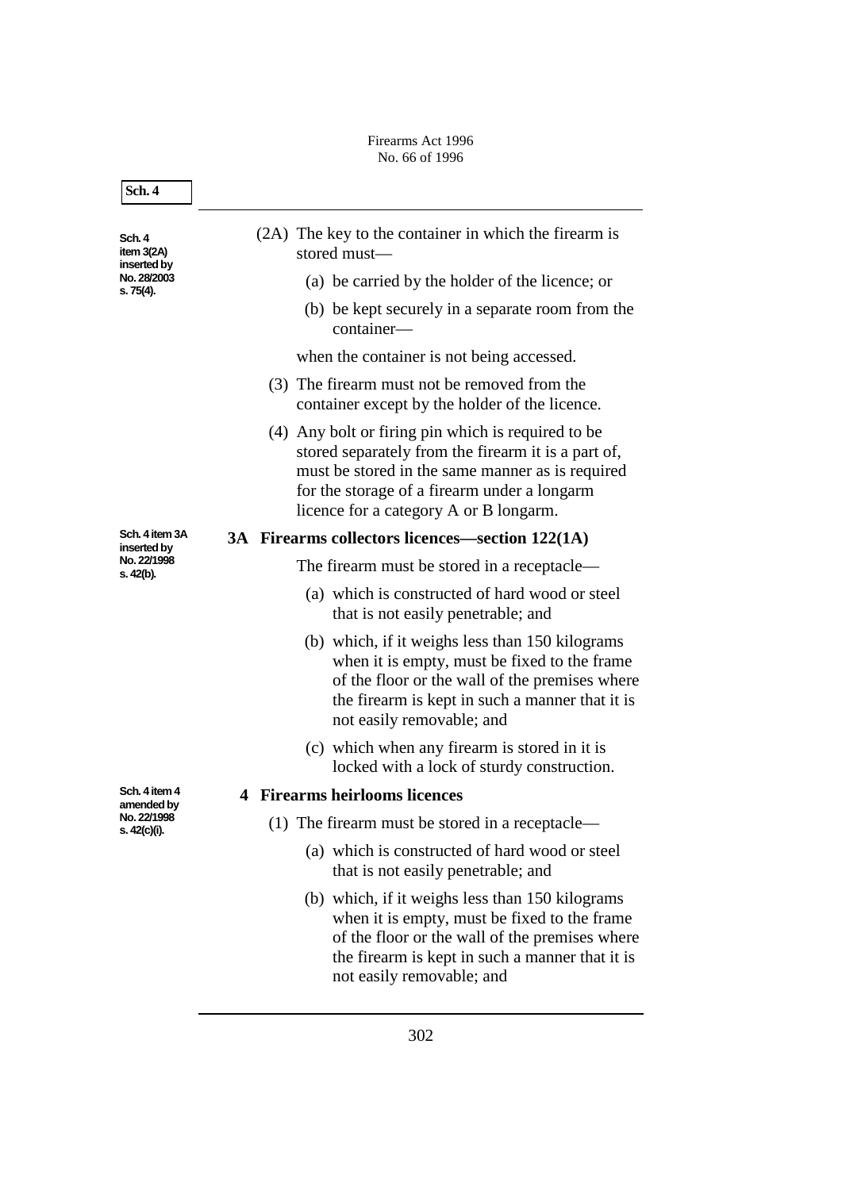(2A) The key to the container in which the firearm is stored must—

(a) be carried by the holder of the licence; or

(b) be kept securely in a separate room from the container—

when the container is not being accessed.

(3) The firearm must not be removed from the container except by the holder of the licence.

(4) Any bolt or firing pin which is required to be stored separately from the firearm it is a part of, must be stored in the same manner as is required for the storage of a firearm under a longarm licence for a category A or B longarm.

Sch. 4 item 3(2A) inserted by No. 28/2003 s. 75(4).

### 3A Firearms collectors licences—section 122(1A)

Sch. 4 item 3A inserted by No. 22/1998 s. 42(b).

The firearm must be stored in a receptacle—

(a) which is constructed of hard wood or steel that is not easily penetrable; and

(b) which, if it weighs less than 150 kilograms when it is empty, must be fixed to the frame of the floor or the wall of the premises where the firearm is kept in such a manner that it is not easily removable; and

(c) which when any firearm is stored in it is locked with a lock of sturdy construction.

### 4 Firearms heirlooms licences

Sch. 4 item 4 amended by No. 22/1998 s. 42(c)(i).

(1) The firearm must be stored in a receptacle—

(a) which is constructed of hard wood or steel that is not easily penetrable; and

(b) which, if it weighs less than 150 kilograms when it is empty, must be fixed to the frame of the floor or the wall of the premises where the firearm is kept in such a manner that it is not easily removable; and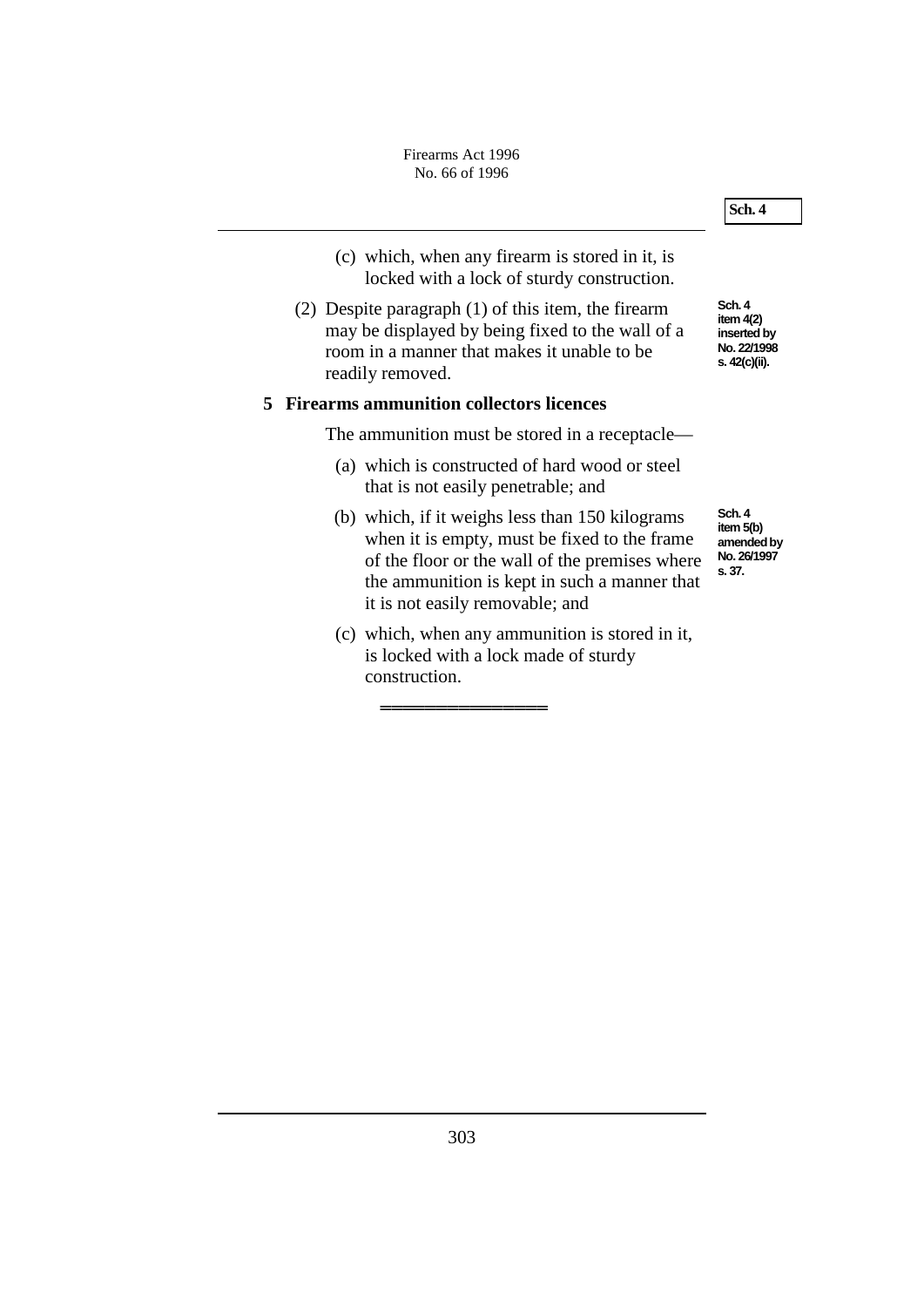(c) which, when any firearm is stored in it, is locked with a lock of sturdy construction.

(2) Despite paragraph (1) of this item, the firearm may be displayed by being fixed to the wall of a room in a manner that makes it unable to be readily removed.

Sch. 4 item 4(2) inserted by No. 22/1998 s. 42(c)(ii).

## 5 Firearms ammunition collectors licences

The ammunition must be stored in a receptacle—

(a) which is constructed of hard wood or steel that is not easily penetrable; and

(b) which, if it weighs less than 150 kilograms when it is empty, must be fixed to the frame of the floor or the wall of the premises where the ammunition is kept in such a manner that it is not easily removable; and

Sch. 4 item 5(b) amended by No. 26/1997 s. 37.

(c) which, when any ammunition is stored in it, is locked with a lock made of sturdy construction.

═══════════════